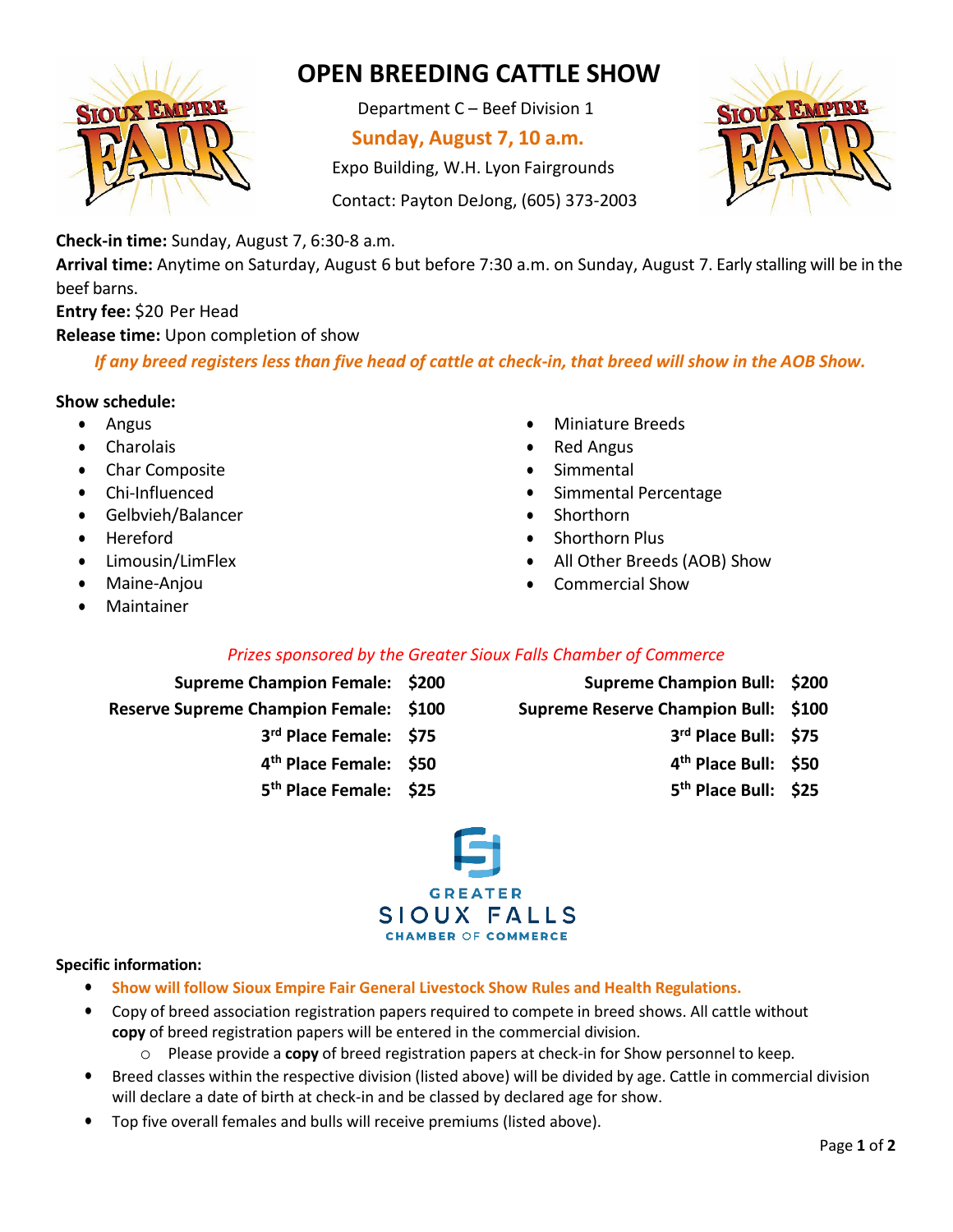# OPEN BREEDING CATTLE SHOW

Department C – Beef Division 1

**Sunday, August 7, 10 a.m.**

Expo Building, W.H. Lyon Fairgrounds

Contact: Payton DeJong, (605) 373-2003

**Check-in time:** Sunday, August 7, 6:30-8 a.m.

**Arrival time:** Anytime on Saturday, August 6 but before 7:30 a.m. on Sunday, August 7. Early stalling will be in the beef barns.

**Entry fee:** $20 Per Head

**Release time:** Upon completion of show

***If any breed registers less than five head of cattle at check-in, that breed will show in the AOB Show.***

**Show schedule:**

- Angus
- Charolais
- Char Composite
- Chi-Influenced
- Gelbvieh/Balancer
- Hereford
- Limousin/LimFlex
- Maine-Anjou
- Maintainer
- Miniature Breeds
- Red Angus
- Simmental
- Simmental Percentage
- Shorthorn
- Shorthorn Plus
- All Other Breeds (AOB) Show
- Commercial Show

*Prizes sponsored by the Greater Sioux Falls Chamber of Commerce*

| | | | |
|---|---|---|---|
| **Supreme Champion Female:** | **$200** | **Supreme Champion Bull:** | **$200** |
| **Reserve Supreme Champion Female:** | **$100** | **Supreme Reserve Champion Bull:** | **$100** |
| **3rd Place Female:** | **$75** | **3rd Place Bull:** | **$75** |
| **4th Place Female:** | **$50** | **4th Place Bull:** | **$50** |
| **5th Place Female:** | **$25** | **5th Place Bull:** | **$25** |

GREATER SIOUX FALLS CHAMBER OF COMMERCE

**Specific information:**

- **Show will follow Sioux Empire Fair General Livestock Show Rules and Health Regulations.**
- Copy of breed association registration papers required to compete in breed shows. All cattle without **copy** of breed registration papers will be entered in the commercial division.
  - Please provide a **copy** of breed registration papers at check-in for Show personnel to keep.
- Breed classes within the respective division (listed above) will be divided by age. Cattle in commercial division will declare a date of birth at check-in and be classed by declared age for show.
- Top five overall females and bulls will receive premiums (listed above).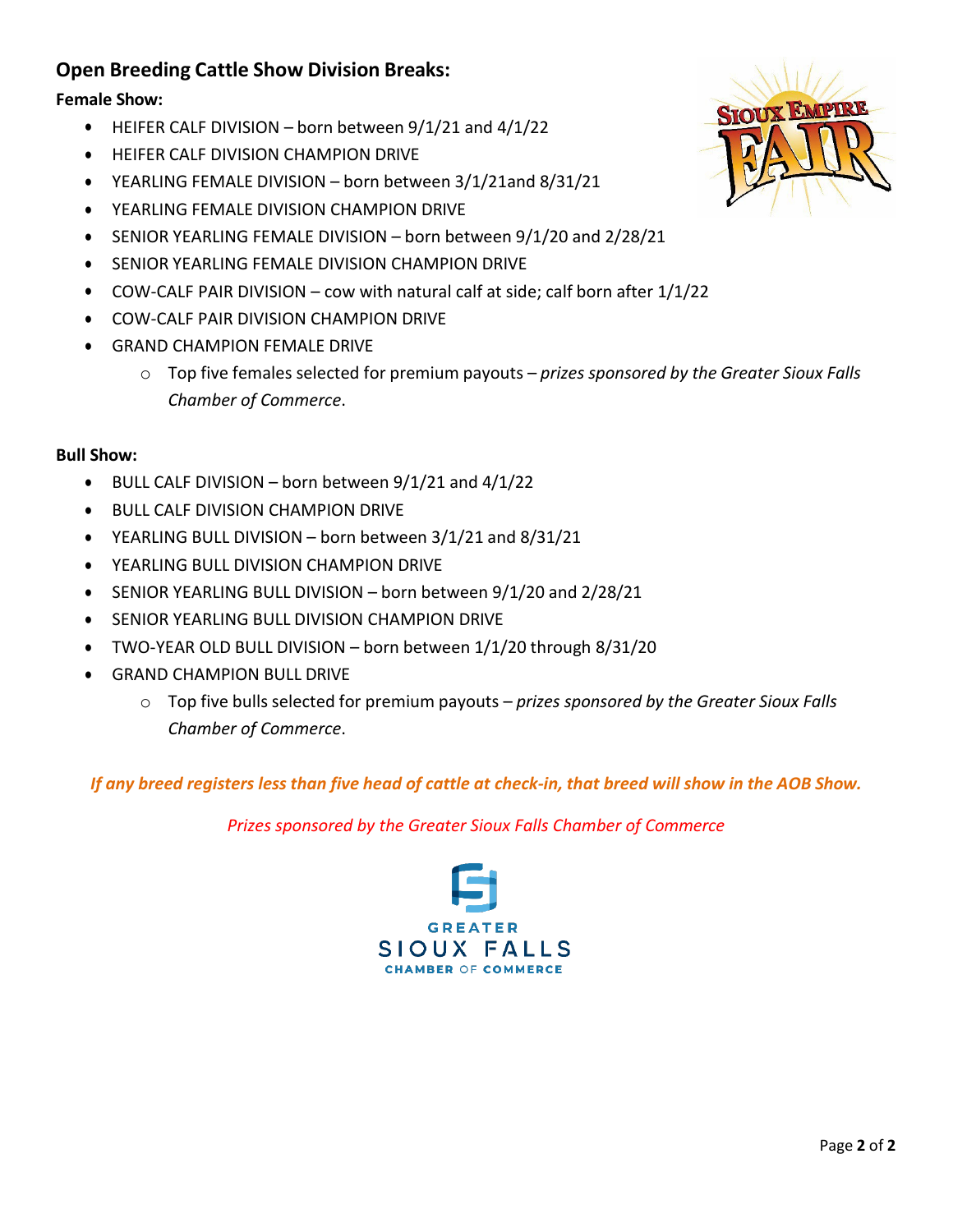## Open Breeding Cattle Show Division Breaks:

**Female Show:**

- HEIFER CALF DIVISION – born between 9/1/21 and 4/1/22
- HEIFER CALF DIVISION CHAMPION DRIVE
- YEARLING FEMALE DIVISION – born between 3/1/21and 8/31/21
- YEARLING FEMALE DIVISION CHAMPION DRIVE
- SENIOR YEARLING FEMALE DIVISION – born between 9/1/20 and 2/28/21
- SENIOR YEARLING FEMALE DIVISION CHAMPION DRIVE
- COW-CALF PAIR DIVISION – cow with natural calf at side; calf born after 1/1/22
- COW-CALF PAIR DIVISION CHAMPION DRIVE
- GRAND CHAMPION FEMALE DRIVE
  - Top five females selected for premium payouts – *prizes sponsored by the Greater Sioux Falls Chamber of Commerce*.

**Bull Show:**

- BULL CALF DIVISION – born between 9/1/21 and 4/1/22
- BULL CALF DIVISION CHAMPION DRIVE
- YEARLING BULL DIVISION – born between 3/1/21 and 8/31/21
- YEARLING BULL DIVISION CHAMPION DRIVE
- SENIOR YEARLING BULL DIVISION – born between 9/1/20 and 2/28/21
- SENIOR YEARLING BULL DIVISION CHAMPION DRIVE
- TWO-YEAR OLD BULL DIVISION – born between 1/1/20 through 8/31/20
- GRAND CHAMPION BULL DRIVE
  - Top five bulls selected for premium payouts – *prizes sponsored by the Greater Sioux Falls Chamber of Commerce*.

***If any breed registers less than five head of cattle at check-in, that breed will show in the AOB Show.***

*Prizes sponsored by the Greater Sioux Falls Chamber of Commerce*

GREATER SIOUX FALLS CHAMBER OF COMMERCE